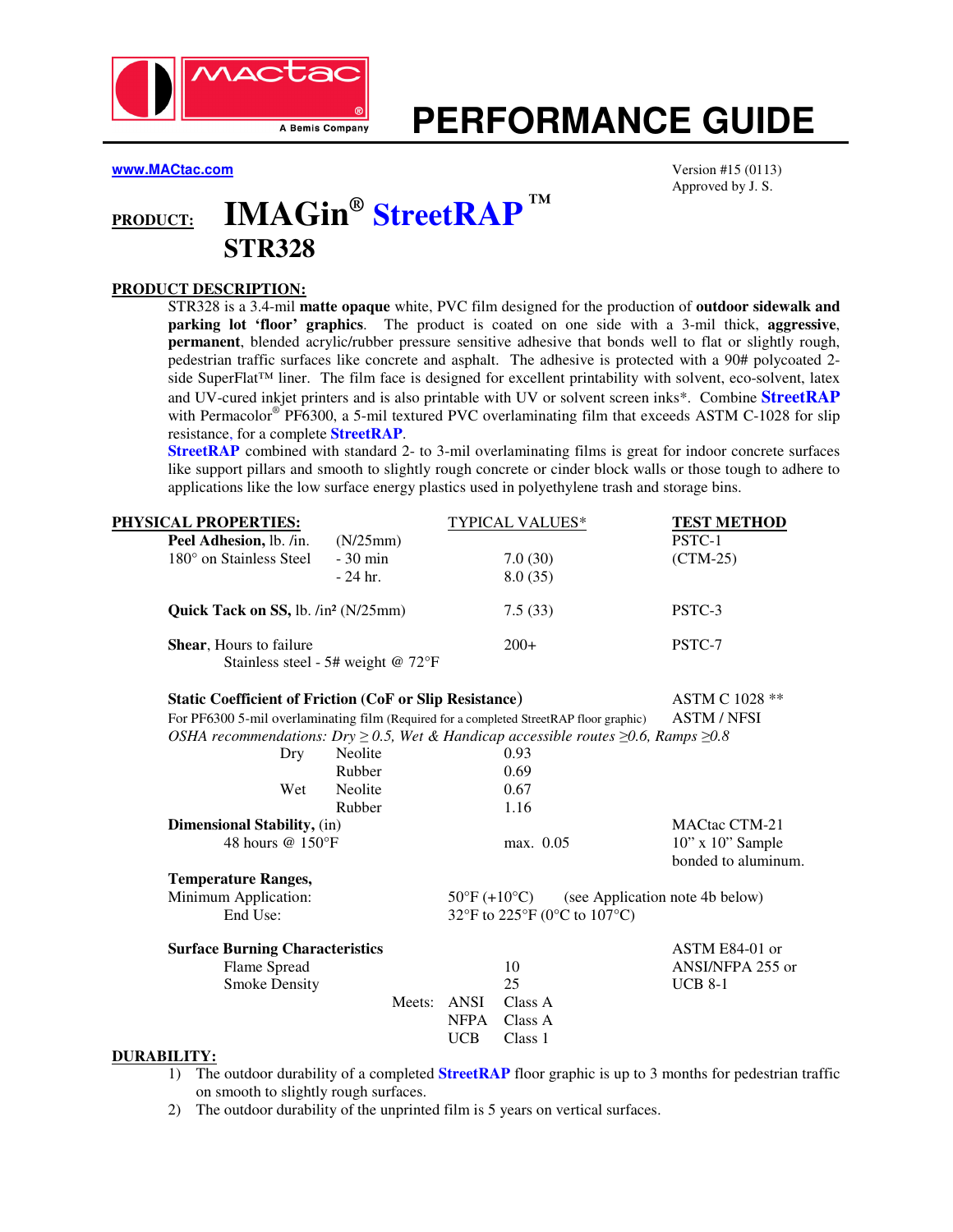# PERFORMANCE GUIDE

**www.MACtac.com**

Version #15 (0113)
Approved by J. S.

**PRODUCT:** **IMAGin® StreetRAP™ STR328**

## PRODUCT DESCRIPTION:

STR328 is a 3.4-mil **matte opaque** white, PVC film designed for the production of **outdoor sidewalk and parking lot 'floor' graphics**. The product is coated on one side with a 3-mil thick, **aggressive**, **permanent**, blended acrylic/rubber pressure sensitive adhesive that bonds well to flat or slightly rough, pedestrian traffic surfaces like concrete and asphalt. The adhesive is protected with a 90# polycoated 2-side SuperFlat™ liner. The film face is designed for excellent printability with solvent, eco-solvent, latex and UV-cured inkjet printers and is also printable with UV or solvent screen inks*. Combine **StreetRAP** with Permacolor® PF6300, a 5-mil textured PVC overlaminating film that exceeds ASTM C-1028 for slip resistance, for a complete **StreetRAP**.

**StreetRAP** combined with standard 2- to 3-mil overlaminating films is great for indoor concrete surfaces like support pillars and smooth to slightly rough concrete or cinder block walls or those tough to adhere to applications like the low surface energy plastics used in polyethylene trash and storage bins.

## PHYSICAL PROPERTIES:

| PHYSICAL PROPERTIES | | TYPICAL VALUES* | TEST METHOD |
|---|---|---|---|
| **Peel Adhesion,** lb. /in. | (N/25mm) | | PSTC-1 |
| 180° on Stainless Steel | - 30 min | 7.0 (30) | (CTM-25) |
| | - 24 hr. | 8.0 (35) | |
| **Quick Tack on SS,** lb. /in² (N/25mm) | | 7.5 (33) | PSTC-3 |
| **Shear**, Hours to failure<br>Stainless steel - 5# weight @ 72°F | | 200+ | PSTC-7 |

**Static Coefficient of Friction (CoF or Slip Resistance)** — ASTM C 1028 ** / ASTM / NFSI

For PF6300 5-mil overlaminating film (Required for a completed StreetRAP floor graphic)

*OSHA recommendations: Dry ≥ 0.5, Wet & Handicap accessible routes ≥0.6, Ramps ≥0.8*

| Condition | Material | Value |
|---|---|---|
| Dry | Neolite | 0.93 |
| | Rubber | 0.69 |
| Wet | Neolite | 0.67 |
| | Rubber | 1.16 |

| Property | Typical Value | Test Method |
|---|---|---|
| **Dimensional Stability,** (in)<br>48 hours @ 150°F | max. 0.05 | MACtac CTM-21<br>10" x 10" Sample bonded to aluminum. |

**Temperature Ranges,**

Minimum Application: 50°F (+10°C) (see Application note 4b below)

End Use: 32°F to 225°F (0°C to 107°C)

**Surface Burning Characteristics** — ASTM E84-01 or ANSI/NFPA 255 or UCB 8-1

| | Value |
|---|---|
| Flame Spread | 10 |
| Smoke Density | 25 |

Meets:

| | |
|---|---|
| ANSI | Class A |
| NFPA | Class A |
| UCB | Class 1 |

## DURABILITY:

1) The outdoor durability of a completed **StreetRAP** floor graphic is up to 3 months for pedestrian traffic on smooth to slightly rough surfaces.
2) The outdoor durability of the unprinted film is 5 years on vertical surfaces.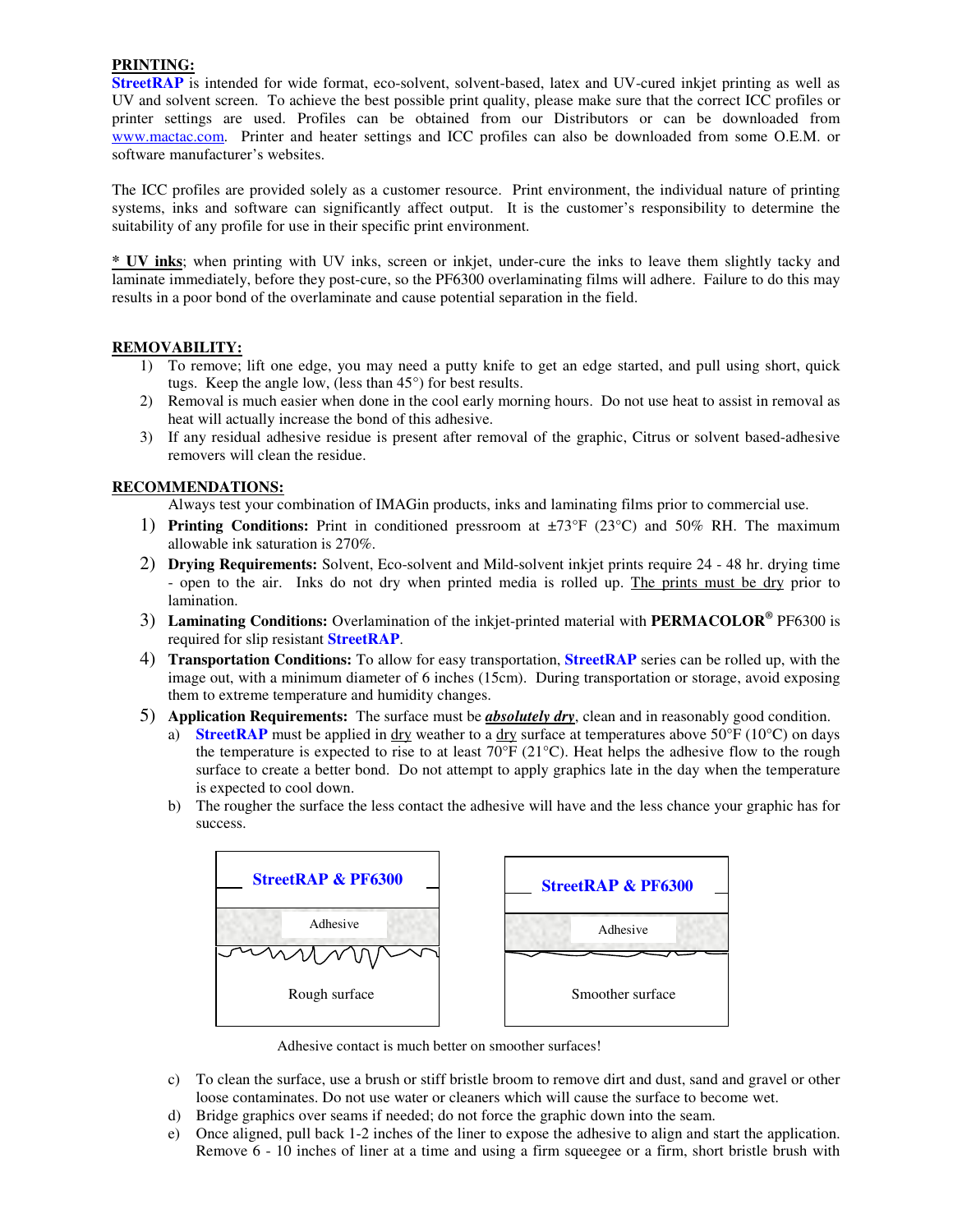**PRINTING:**

**StreetRAP** is intended for wide format, eco-solvent, solvent-based, latex and UV-cured inkjet printing as well as UV and solvent screen. To achieve the best possible print quality, please make sure that the correct ICC profiles or printer settings are used. Profiles can be obtained from our Distributors or can be downloaded from www.mactac.com. Printer and heater settings and ICC profiles can also be downloaded from some O.E.M. or software manufacturer's websites.

The ICC profiles are provided solely as a customer resource. Print environment, the individual nature of printing systems, inks and software can significantly affect output. It is the customer's responsibility to determine the suitability of any profile for use in their specific print environment.

**\* UV inks**; when printing with UV inks, screen or inkjet, under-cure the inks to leave them slightly tacky and laminate immediately, before they post-cure, so the PF6300 overlaminating films will adhere. Failure to do this may results in a poor bond of the overlaminate and cause potential separation in the field.

**REMOVABILITY:**

1) To remove; lift one edge, you may need a putty knife to get an edge started, and pull using short, quick tugs. Keep the angle low, (less than 45°) for best results.
2) Removal is much easier when done in the cool early morning hours. Do not use heat to assist in removal as heat will actually increase the bond of this adhesive.
3) If any residual adhesive residue is present after removal of the graphic, Citrus or solvent based-adhesive removers will clean the residue.

**RECOMMENDATIONS:**

Always test your combination of IMAGin products, inks and laminating films prior to commercial use.

1) **Printing Conditions:** Print in conditioned pressroom at ±73°F (23°C) and 50% RH. The maximum allowable ink saturation is 270%.
2) **Drying Requirements:** Solvent, Eco-solvent and Mild-solvent inkjet prints require 24 - 48 hr. drying time - open to the air. Inks do not dry when printed media is rolled up. The prints must be dry prior to lamination.
3) **Laminating Conditions:** Overlamination of the inkjet-printed material with **PERMACOLOR®** PF6300 is required for slip resistant **StreetRAP**.
4) **Transportation Conditions:** To allow for easy transportation, **StreetRAP** series can be rolled up, with the image out, with a minimum diameter of 6 inches (15cm). During transportation or storage, avoid exposing them to extreme temperature and humidity changes.
5) **Application Requirements:** The surface must be ***absolutely dry***, clean and in reasonably good condition.
   a) **StreetRAP** must be applied in dry weather to a dry surface at temperatures above 50°F (10°C) on days the temperature is expected to rise to at least 70°F (21°C). Heat helps the adhesive flow to the rough surface to create a better bond. Do not attempt to apply graphics late in the day when the temperature is expected to cool down.
   b) The rougher the surface the less contact the adhesive will have and the less chance your graphic has for success.

| StreetRAP & PF6300 | StreetRAP & PF6300 |
|---|---|
| Adhesive | Adhesive |
| Rough surface | Smoother surface |

Adhesive contact is much better on smoother surfaces!

   c) To clean the surface, use a brush or stiff bristle broom to remove dirt and dust, sand and gravel or other loose contaminates. Do not use water or cleaners which will cause the surface to become wet.
   d) Bridge graphics over seams if needed; do not force the graphic down into the seam.
   e) Once aligned, pull back 1-2 inches of the liner to expose the adhesive to align and start the application. Remove 6 - 10 inches of liner at a time and using a firm squeegee or a firm, short bristle brush with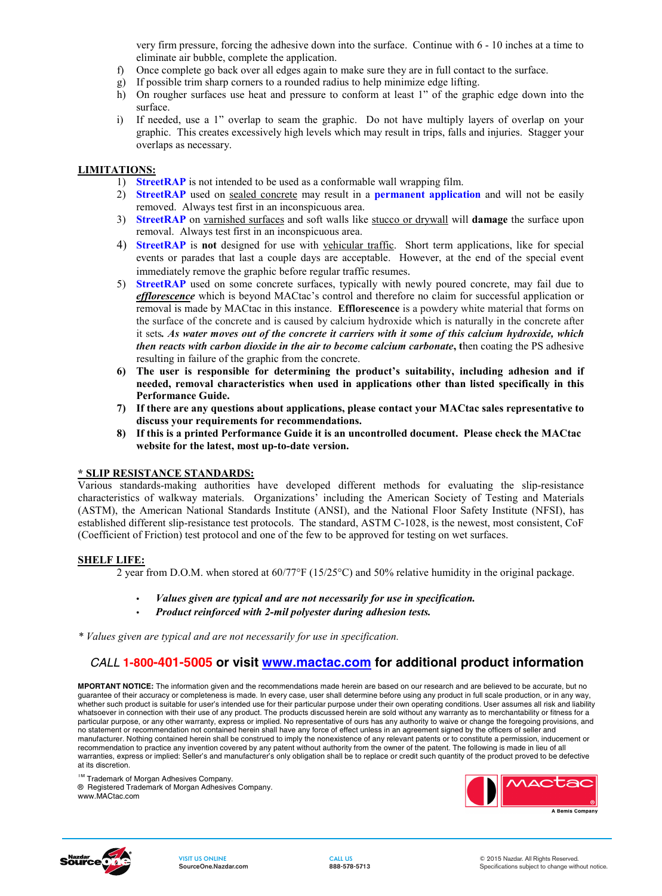very firm pressure, forcing the adhesive down into the surface. Continue with 6 - 10 inches at a time to eliminate air bubble, complete the application.

f) Once complete go back over all edges again to make sure they are in full contact to the surface.
g) If possible trim sharp corners to a rounded radius to help minimize edge lifting.
h) On rougher surfaces use heat and pressure to conform at least 1" of the graphic edge down into the surface.
i) If needed, use a 1" overlap to seam the graphic. Do not have multiply layers of overlap on your graphic. This creates excessively high levels which may result in trips, falls and injuries. Stagger your overlaps as necessary.

## LIMITATIONS:

1) **StreetRAP** is not intended to be used as a conformable wall wrapping film.
2) **StreetRAP** used on sealed concrete may result in a **permanent application** and will not be easily removed. Always test first in an inconspicuous area.
3) **StreetRAP** on varnished surfaces and soft walls like stucco or drywall will **damage** the surface upon removal. Always test first in an inconspicuous area.
4) **StreetRAP** is **not** designed for use with vehicular traffic. Short term applications, like for special events or parades that last a couple days are acceptable. However, at the end of the special event immediately remove the graphic before regular traffic resumes.
5) **StreetRAP** used on some concrete surfaces, typically with newly poured concrete, may fail due to ***efflorescence*** which is beyond MACtac's control and therefore no claim for successful application or removal is made by MACtac in this instance. **Efflorescence** is a powdery white material that forms on the surface of the concrete and is caused by calcium hydroxide which is naturally in the concrete after it sets***. As water moves out of the concrete it carries with it some of this calcium hydroxide, which then reacts with carbon dioxide in the air to become calcium carbonate*****, t**hen coating the PS adhesive resulting in failure of the graphic from the concrete.
6) **The user is responsible for determining the product's suitability, including adhesion and if needed, removal characteristics when used in applications other than listed specifically in this Performance Guide.**
7) **If there are any questions about applications, please contact your MACtac sales representative to discuss your requirements for recommendations.**
8) **If this is a printed Performance Guide it is an uncontrolled document. Please check the MACtac website for the latest, most up-to-date version.**

## * SLIP RESISTANCE STANDARDS:

Various standards-making authorities have developed different methods for evaluating the slip-resistance characteristics of walkway materials. Organizations' including the American Society of Testing and Materials (ASTM), the American National Standards Institute (ANSI), and the National Floor Safety Institute (NFSI), has established different slip-resistance test protocols. The standard, ASTM C-1028, is the newest, most consistent, CoF (Coefficient of Friction) test protocol and one of the few to be approved for testing on wet surfaces.

## SHELF LIFE:

2 year from D.O.M. when stored at 60/77°F (15/25°C) and 50% relative humidity in the original package.

- ***Values given are typical and are not necessarily for use in specification.***
- ***Product reinforced with 2-mil polyester during adhesion tests.***

*\* Values given are typical and are not necessarily for use in specification.*

**CALL 1-800-401-5005 or visit www.mactac.com for additional product information**

**MPORTANT NOTICE:** The information given and the recommendations made herein are based on our research and are believed to be accurate, but no guarantee of their accuracy or completeness is made. In every case, user shall determine before using any product in full scale production, or in any way, whether such product is suitable for user's intended use for their particular purpose under their own operating conditions. User assumes all risk and liability whatsoever in connection with their use of any product. The products discussed herein are sold without any warranty as to merchantability or fitness for a particular purpose, or any other warranty, express or implied. No representative of ours has any authority to waive or change the foregoing provisions, and no statement or recommendation not contained herein shall have any force of effect unless in an agreement signed by the officers of seller and manufacturer. Nothing contained herein shall be construed to imply the nonexistence of any relevant patents or to constitute a permission, inducement or recommendation to practice any invention covered by any patent without authority from the owner of the patent. The following is made in lieu of all warranties, express or implied: Seller's and manufacturer's only obligation shall be to replace or credit such quantity of the product proved to be defective at its discretion.

TM Trademark of Morgan Adhesives Company.
® Registered Trademark of Morgan Adhesives Company.
www.MACtac.com

mactac
A Bemis Company

VISIT US ONLINE
SourceOne.Nazdar.com

CALL US
888-578-5713

© 2015 Nazdar. All Rights Reserved.
Specifications subject to change without notice.